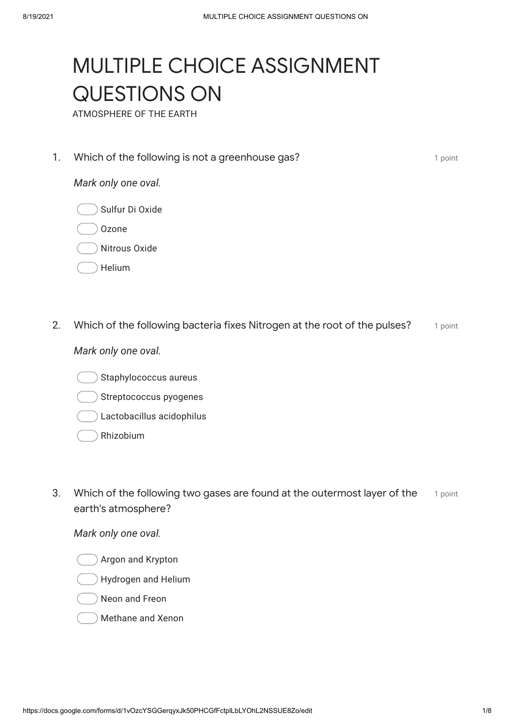# MULTIPLE CHOICE ASSIGNMENT QUESTIONS ON

ATMOSPHERE OF THE EARTH

1. Which of the following is not a greenhouse gas? *1 point*

   *Mark only one oval.*

   - Sulfur Di Oxide
   - Ozone
   - Nitrous Oxide
   - Helium

2. Which of the following bacteria fixes Nitrogen at the root of the pulses? *1 point*

   *Mark only one oval.*

   - Staphylococcus aureus
   - Streptococcus pyogenes
   - Lactobacillus acidophilus
   - Rhizobium

3. Which of the following two gases are found at the outermost layer of the earth's atmosphere? *1 point*

   *Mark only one oval.*

   - Argon and Krypton
   - Hydrogen and Helium
   - Neon and Freon
   - Methane and Xenon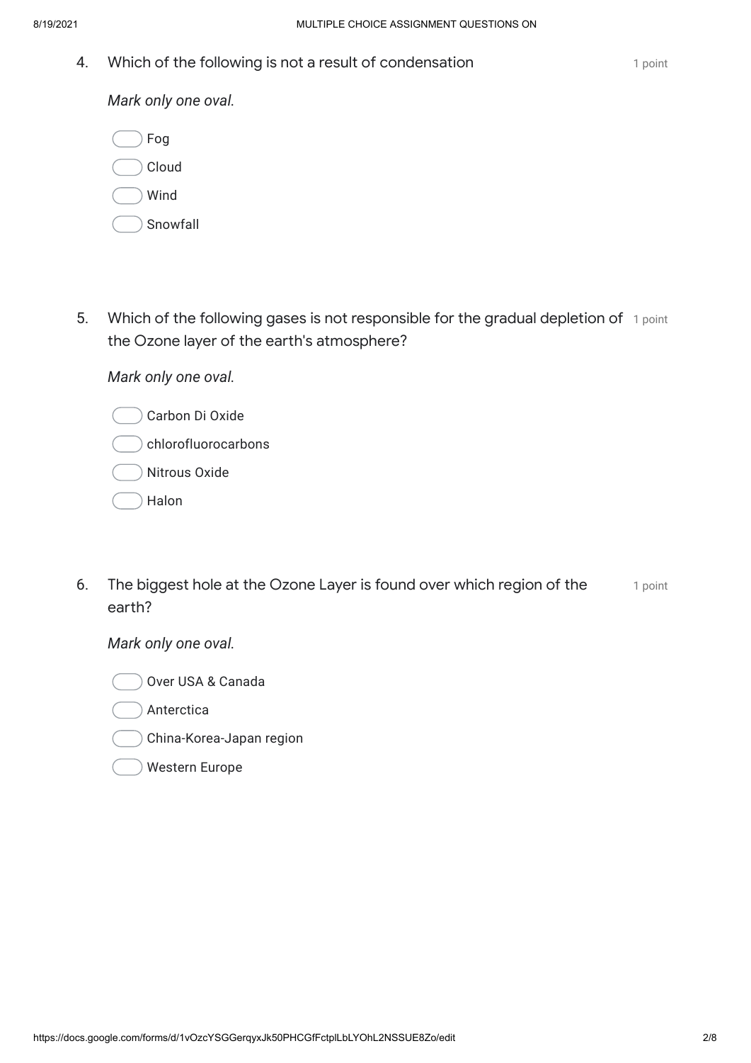4. Which of the following is not a result of condensation

1 point

*Mark only one oval.*

- Fog
- Cloud
- Wind
- Snowfall

5. Which of the following gases is not responsible for the gradual depletion of the Ozone layer of the earth's atmosphere?

1 point

*Mark only one oval.*

- Carbon Di Oxide
- chlorofluorocarbons
- Nitrous Oxide
- Halon

6. The biggest hole at the Ozone Layer is found over which region of the earth?

1 point

*Mark only one oval.*

- Over USA & Canada
- Anterctica
- China-Korea-Japan region
- Western Europe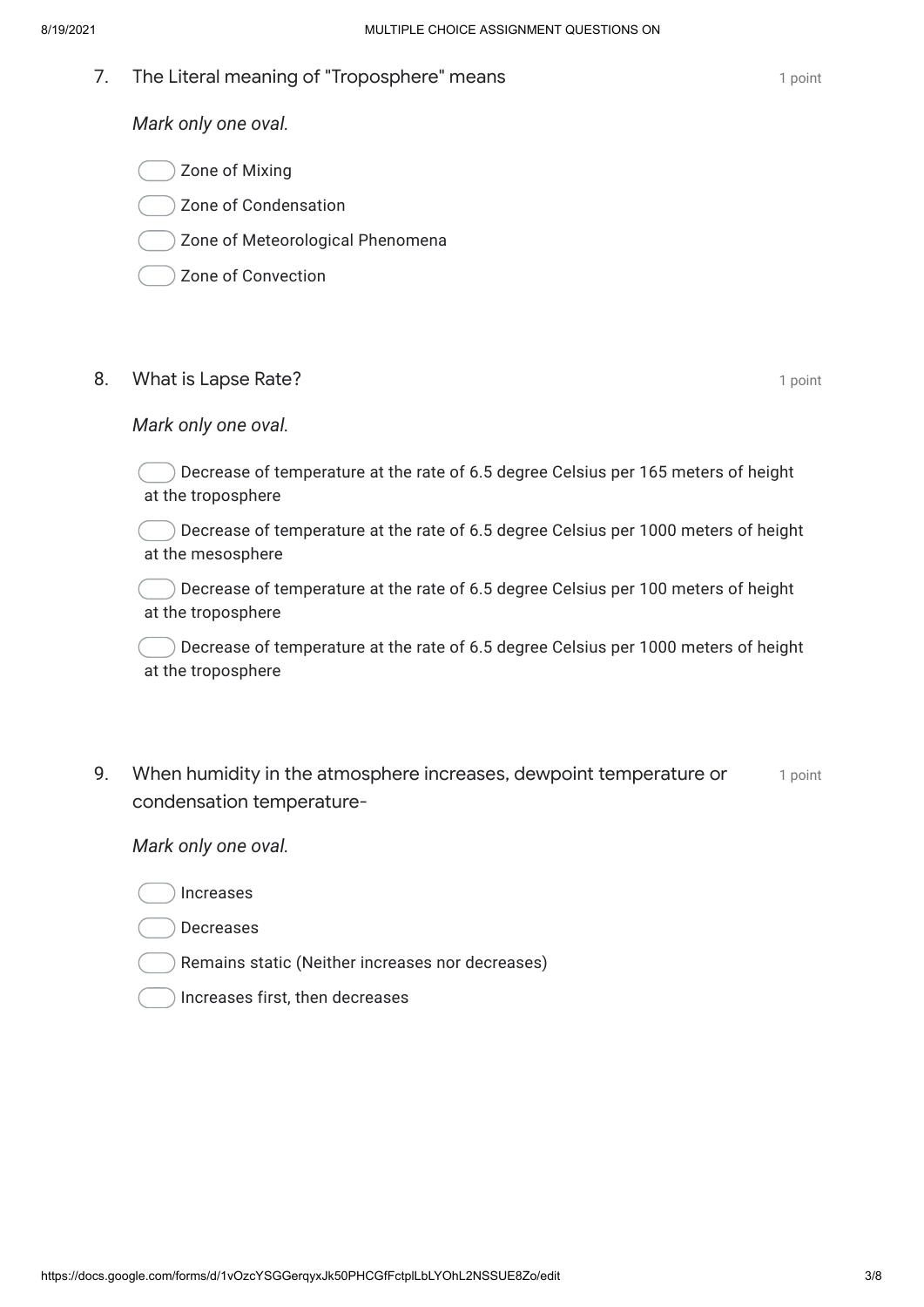7. The Literal meaning of "Troposphere" means

1 point

*Mark only one oval.*

- Zone of Mixing
- Zone of Condensation
- Zone of Meteorological Phenomena
- Zone of Convection

8. What is Lapse Rate?

1 point

*Mark only one oval.*

- Decrease of temperature at the rate of 6.5 degree Celsius per 165 meters of height at the troposphere
- Decrease of temperature at the rate of 6.5 degree Celsius per 1000 meters of height at the mesosphere
- Decrease of temperature at the rate of 6.5 degree Celsius per 100 meters of height at the troposphere
- Decrease of temperature at the rate of 6.5 degree Celsius per 1000 meters of height at the troposphere

9. When humidity in the atmosphere increases, dewpoint temperature or condensation temperature-

1 point

*Mark only one oval.*

- Increases
- Decreases
- Remains static (Neither increases nor decreases)
- Increases first, then decreases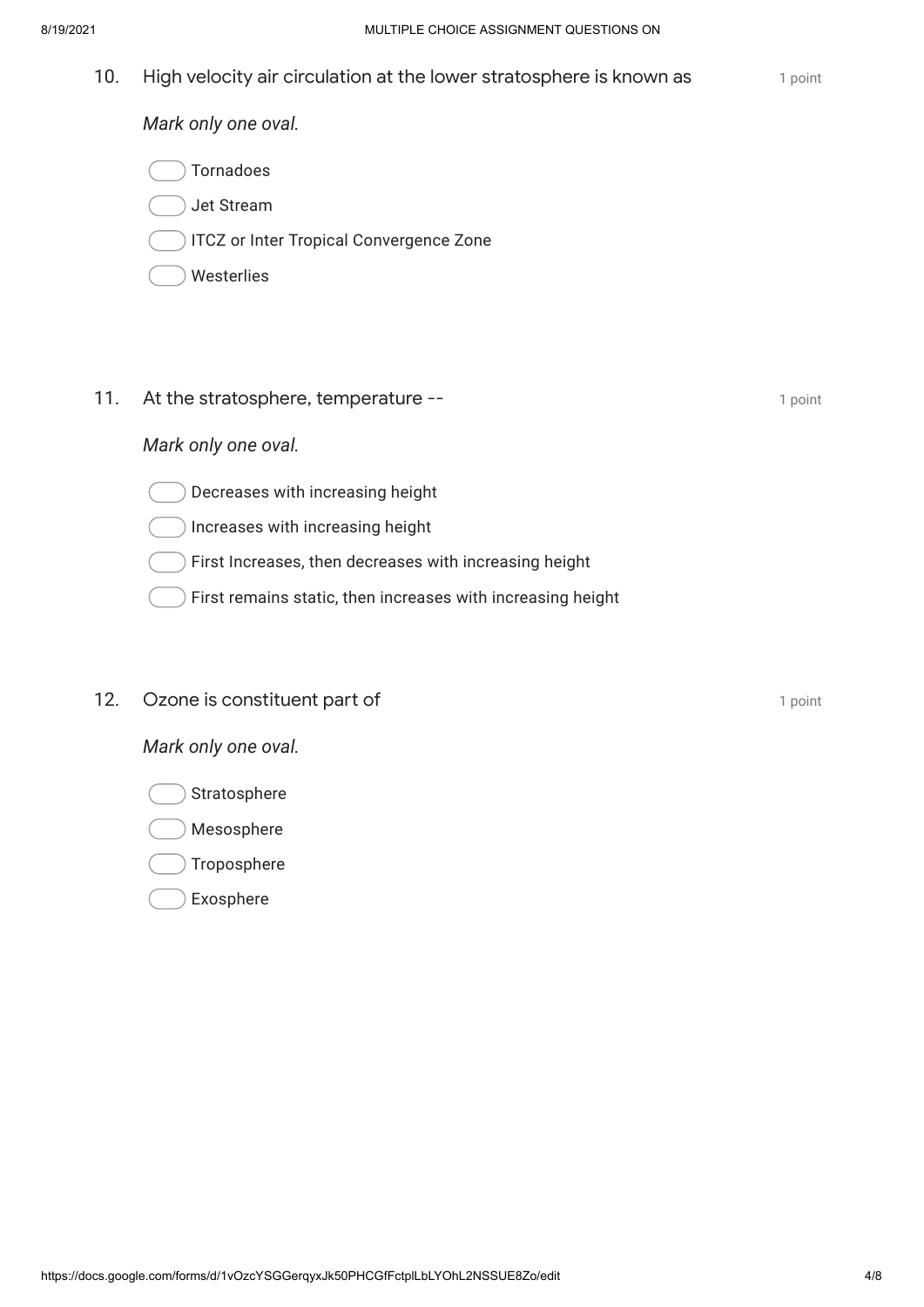10. High velocity air circulation at the lower stratosphere is known as — 1 point

*Mark only one oval.*

- Tornadoes
- Jet Stream
- ITCZ or Inter Tropical Convergence Zone
- Westerlies

11. At the stratosphere, temperature -- — 1 point

*Mark only one oval.*

- Decreases with increasing height
- Increases with increasing height
- First Increases, then decreases with increasing height
- First remains static, then increases with increasing height

12. Ozone is constituent part of — 1 point

*Mark only one oval.*

- Stratosphere
- Mesosphere
- Troposphere
- Exosphere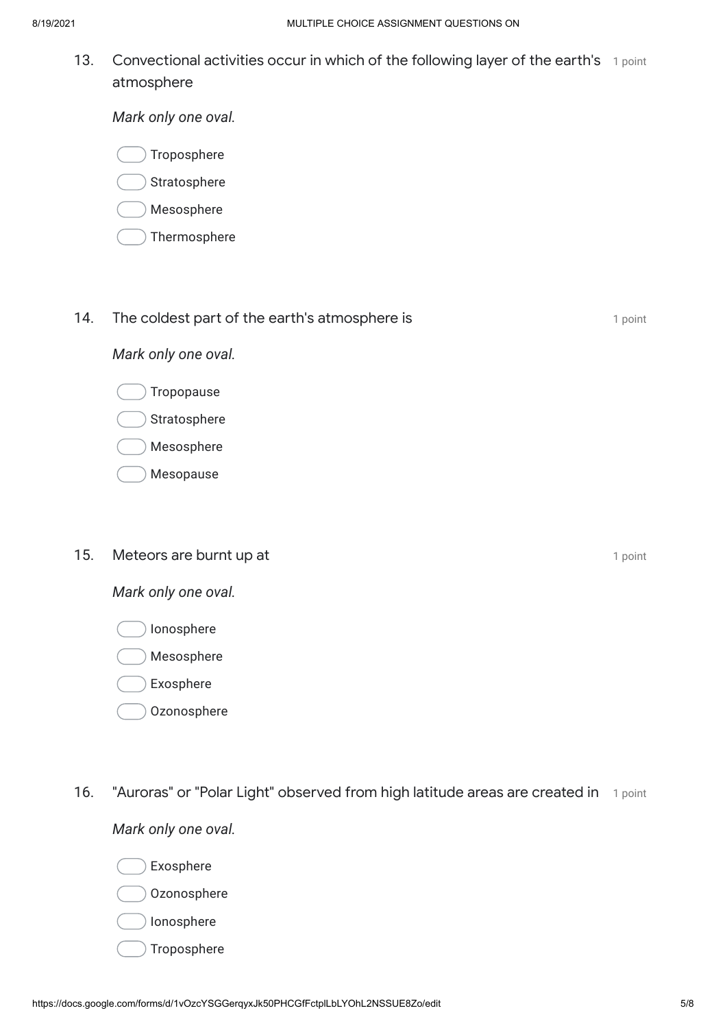13. Convectional activities occur in which of the following layer of the earth's atmosphere — 1 point

*Mark only one oval.*

- Troposphere
- Stratosphere
- Mesosphere
- Thermosphere

14. The coldest part of the earth's atmosphere is — 1 point

*Mark only one oval.*

- Tropopause
- Stratosphere
- Mesosphere
- Mesopause

15. Meteors are burnt up at — 1 point

*Mark only one oval.*

- Ionosphere
- Mesosphere
- Exosphere
- Ozonosphere

16. "Auroras" or "Polar Light" observed from high latitude areas are created in — 1 point

*Mark only one oval.*

- Exosphere
- Ozonosphere
- Ionosphere
- Troposphere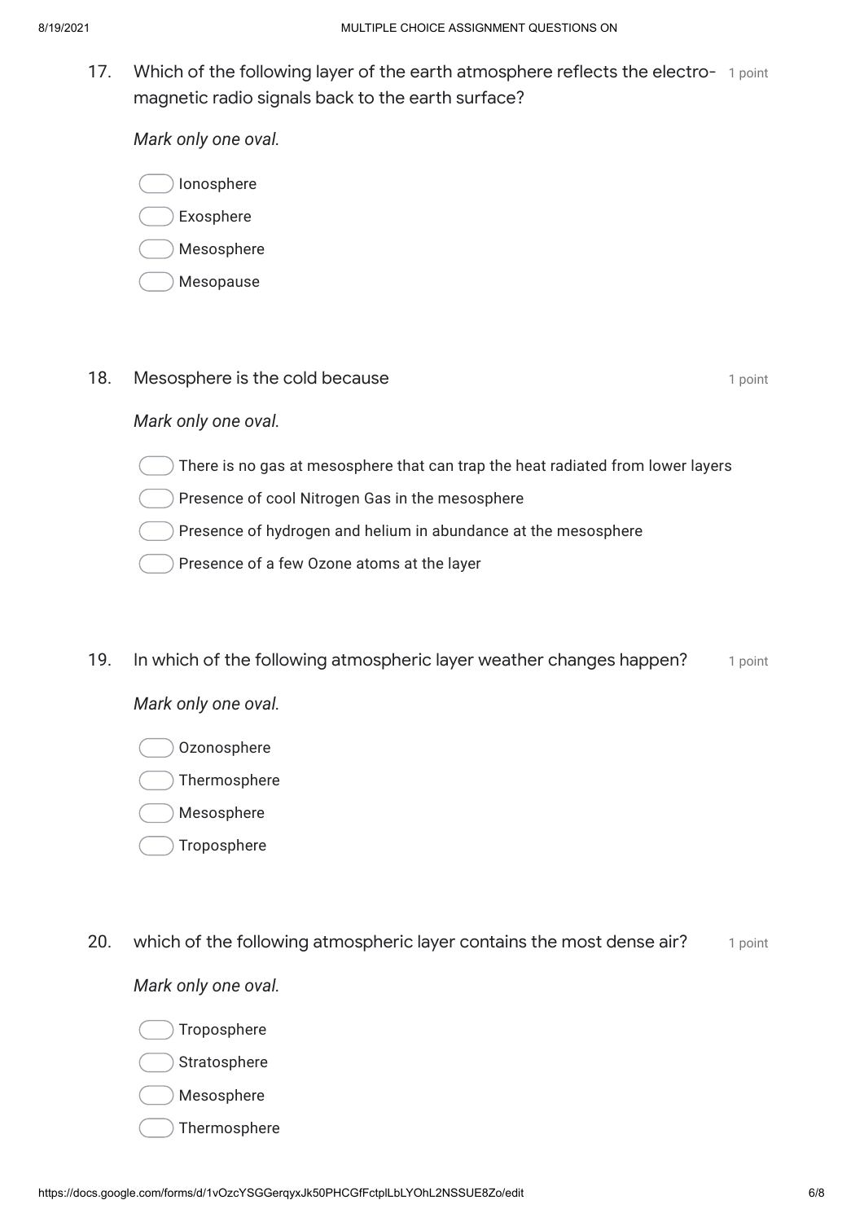17. Which of the following layer of the earth atmosphere reflects the electro-magnetic radio signals back to the earth surface?

1 point

*Mark only one oval.*

- Ionosphere
- Exosphere
- Mesosphere
- Mesopause

18. Mesosphere is the cold because

1 point

*Mark only one oval.*

- There is no gas at mesosphere that can trap the heat radiated from lower layers
- Presence of cool Nitrogen Gas in the mesosphere
- Presence of hydrogen and helium in abundance at the mesosphere
- Presence of a few Ozone atoms at the layer

19. In which of the following atmospheric layer weather changes happen?

1 point

*Mark only one oval.*

- Ozonosphere
- Thermosphere
- Mesosphere
- Troposphere

20. which of the following atmospheric layer contains the most dense air?

1 point

*Mark only one oval.*

- Troposphere
- Stratosphere
- Mesosphere
- Thermosphere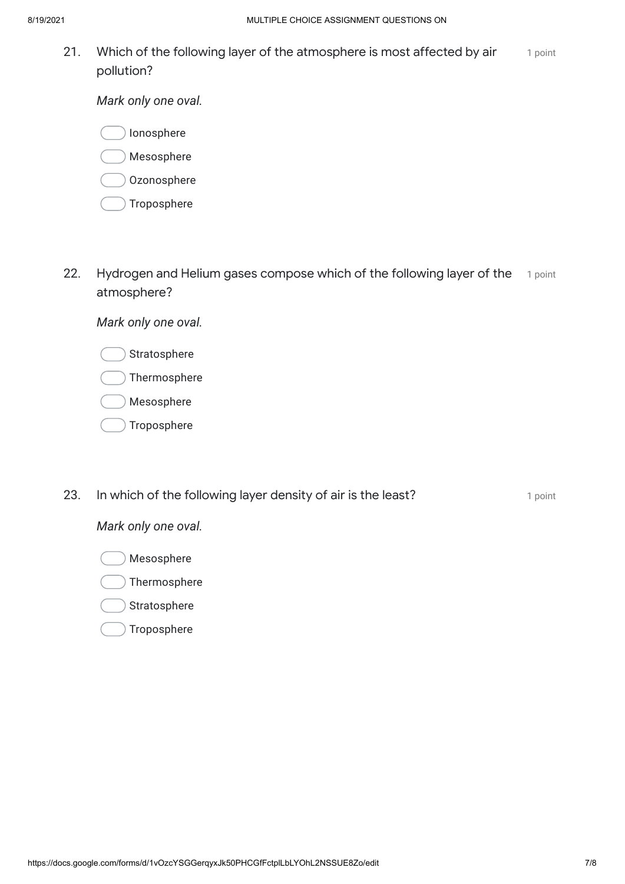21. Which of the following layer of the atmosphere is most affected by air pollution? 1 point

*Mark only one oval.*

- Ionosphere
- Mesosphere
- Ozonosphere
- Troposphere

22. Hydrogen and Helium gases compose which of the following layer of the atmosphere? 1 point

*Mark only one oval.*

- Stratosphere
- Thermosphere
- Mesosphere
- Troposphere

23. In which of the following layer density of air is the least? 1 point

*Mark only one oval.*

- Mesosphere
- Thermosphere
- Stratosphere
- Troposphere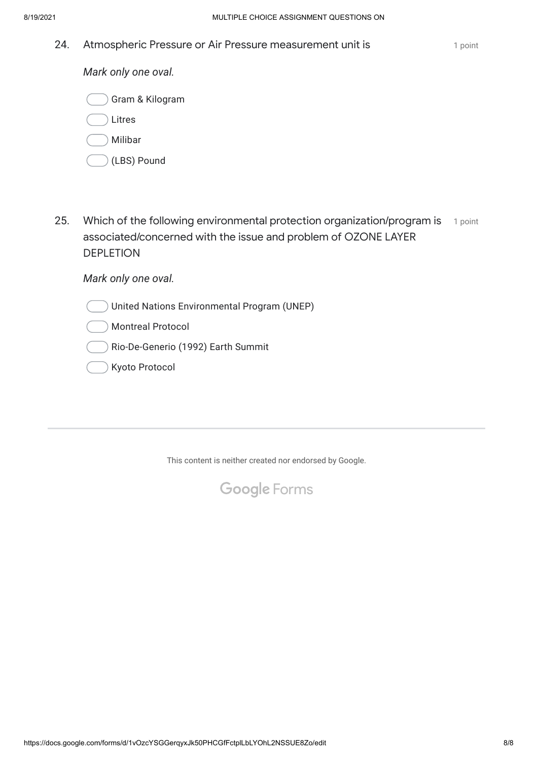24. Atmospheric Pressure or Air Pressure measurement unit is

1 point

*Mark only one oval.*

- Gram & Kilogram
- Litres
- Milibar
- (LBS) Pound

25. Which of the following environmental protection organization/program is associated/concerned with the issue and problem of OZONE LAYER DEPLETION

1 point

*Mark only one oval.*

- United Nations Environmental Program (UNEP)
- Montreal Protocol
- Rio-De-Generio (1992) Earth Summit
- Kyoto Protocol

This content is neither created nor endorsed by Google.

Google Forms